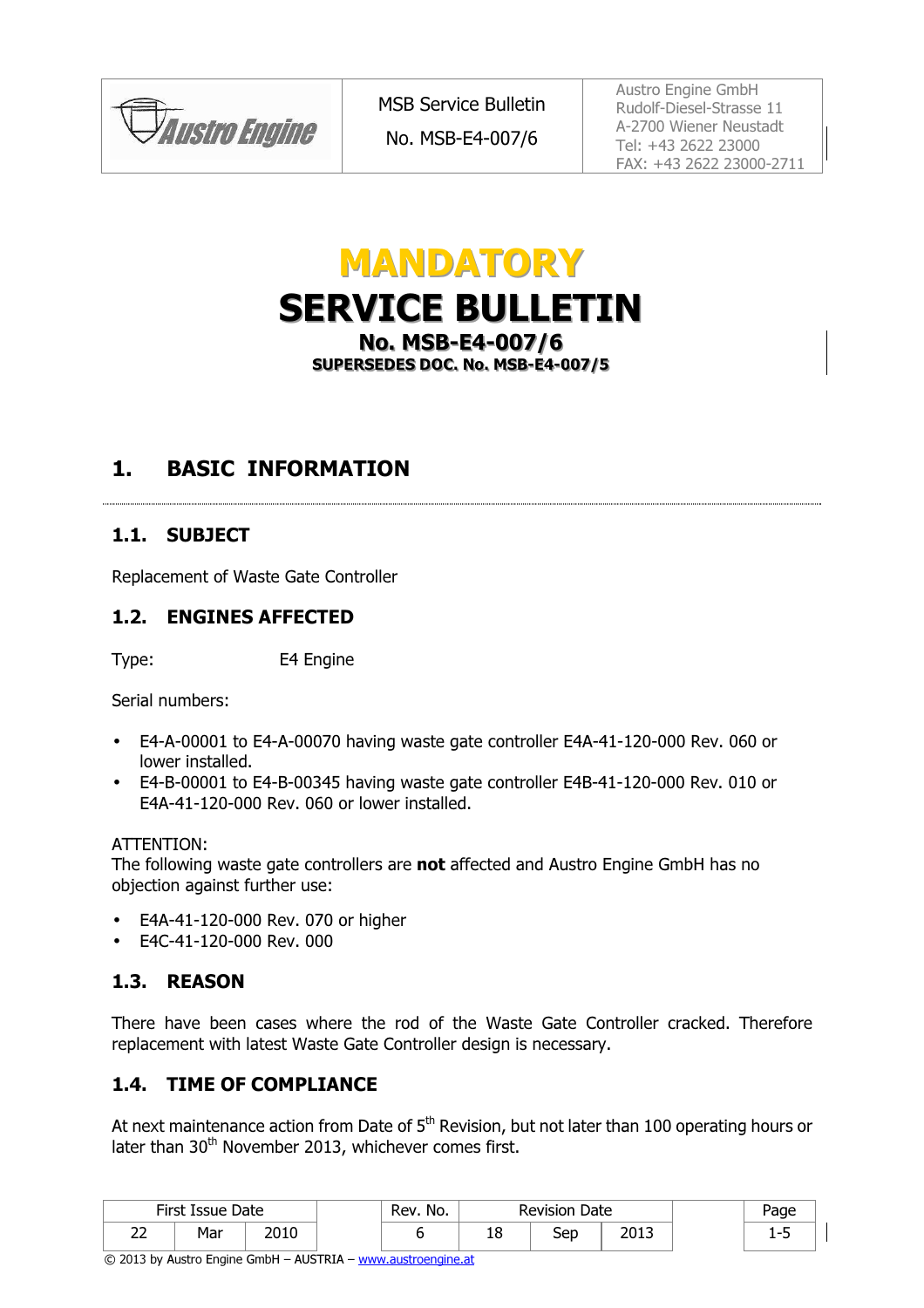# MANDATORY SERVICE BULLETIN

**No. MSB-E4-007/6**

**SUPERSEDES DOC. No. MSB-E4-007/5**

## 1. BASIC INFORMATION

### 1.1. SUBJECT

Replacement of Waste Gate Controller

### 1.2. ENGINES AFFECTED

Type: E4 Engine

Serial numbers:

- E4-A-00001 to E4-A-00070 having waste gate controller E4A-41-120-000 Rev. 060 or lower installed.
- E4-B-00001 to E4-B-00345 having waste gate controller E4B-41-120-000 Rev. 010 or E4A-41-120-000 Rev. 060 or lower installed.

ATTENTION:
The following waste gate controllers are **not** affected and Austro Engine GmbH has no objection against further use:

- E4A-41-120-000 Rev. 070 or higher
- E4C-41-120-000 Rev. 000

### 1.3. REASON

There have been cases where the rod of the Waste Gate Controller cracked. Therefore replacement with latest Waste Gate Controller design is necessary.

### 1.4. TIME OF COMPLIANCE

At next maintenance action from Date of 5th Revision, but not later than 100 operating hours or later than 30th November 2013, whichever comes first.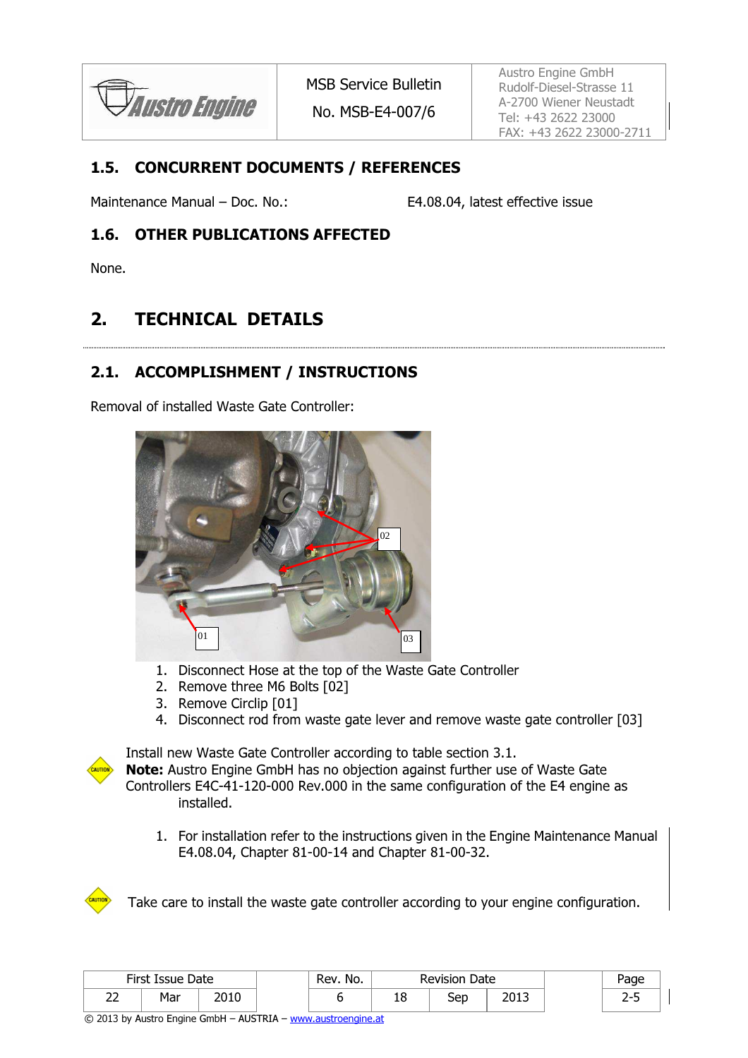## 1.5. CONCURRENT DOCUMENTS / REFERENCES

Maintenance Manual – Doc. No.: E4.08.04, latest effective issue

## 1.6. OTHER PUBLICATIONS AFFECTED

None.

# 2. TECHNICAL DETAILS

## 2.1. ACCOMPLISHMENT / INSTRUCTIONS

Removal of installed Waste Gate Controller:

1. Disconnect Hose at the top of the Waste Gate Controller
2. Remove three M6 Bolts [02]
3. Remove Circlip [01]
4. Disconnect rod from waste gate lever and remove waste gate controller [03]

CAUTION

Install new Waste Gate Controller according to table section 3.1.
**Note:** Austro Engine GmbH has no objection against further use of Waste Gate Controllers E4C-41-120-000 Rev.000 in the same configuration of the E4 engine as installed.

1. For installation refer to the instructions given in the Engine Maintenance Manual E4.08.04, Chapter 81-00-14 and Chapter 81-00-32.

CAUTION

Take care to install the waste gate controller according to your engine configuration.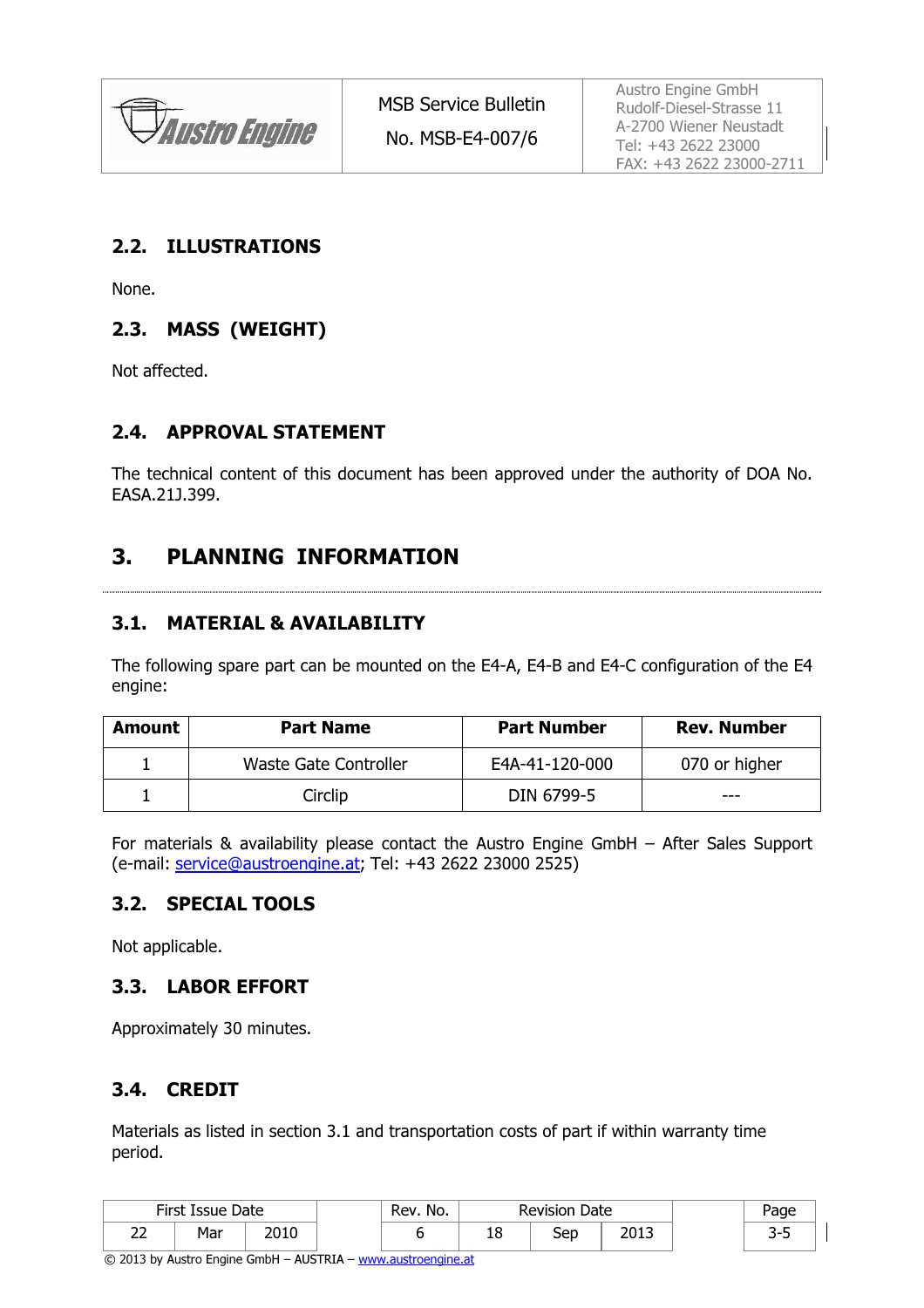## 2.2. ILLUSTRATIONS

None.

## 2.3. MASS (WEIGHT)

Not affected.

## 2.4. APPROVAL STATEMENT

The technical content of this document has been approved under the authority of DOA No. EASA.21J.399.

# 3. PLANNING INFORMATION

## 3.1. MATERIAL & AVAILABILITY

The following spare part can be mounted on the E4-A, E4-B and E4-C configuration of the E4 engine:

| Amount | Part Name | Part Number | Rev. Number |
|---|---|---|---|
| 1 | Waste Gate Controller | E4A-41-120-000 | 070 or higher |
| 1 | Circlip | DIN 6799-5 | --- |

For materials & availability please contact the Austro Engine GmbH – After Sales Support (e-mail: service@austroengine.at; Tel: +43 2622 23000 2525)

## 3.2. SPECIAL TOOLS

Not applicable.

## 3.3. LABOR EFFORT

Approximately 30 minutes.

## 3.4. CREDIT

Materials as listed in section 3.1 and transportation costs of part if within warranty time period.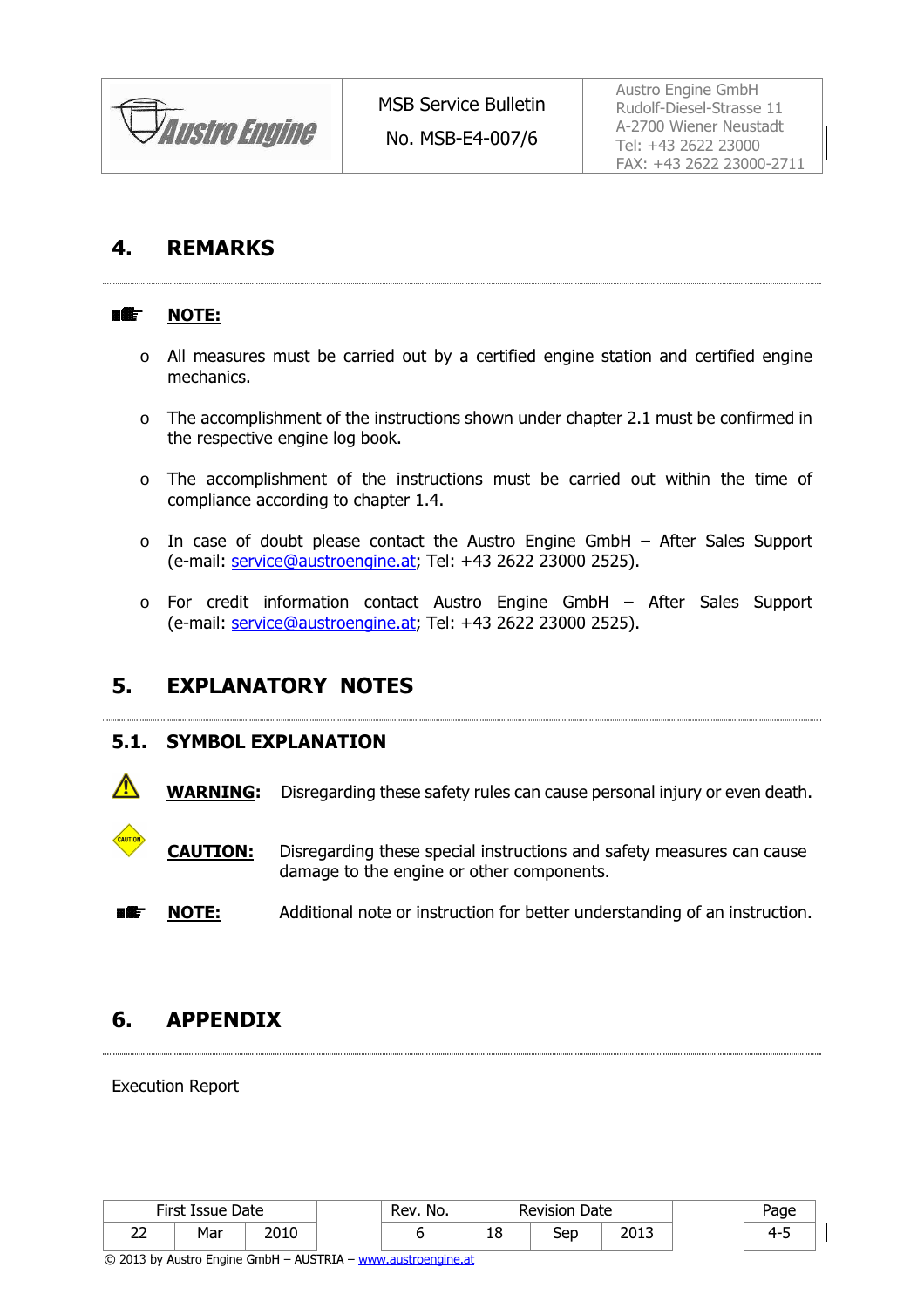## 4. REMARKS

**NOTE:**

- All measures must be carried out by a certified engine station and certified engine mechanics.
- The accomplishment of the instructions shown under chapter 2.1 must be confirmed in the respective engine log book.
- The accomplishment of the instructions must be carried out within the time of compliance according to chapter 1.4.
- In case of doubt please contact the Austro Engine GmbH – After Sales Support (e-mail: service@austroengine.at; Tel: +43 2622 23000 2525).
- For credit information contact Austro Engine GmbH – After Sales Support (e-mail: service@austroengine.at; Tel: +43 2622 23000 2525).

## 5. EXPLANATORY NOTES

### 5.1. SYMBOL EXPLANATION

**WARNING:** Disregarding these safety rules can cause personal injury or even death.

**CAUTION:** Disregarding these special instructions and safety measures can cause damage to the engine or other components.

**NOTE:** Additional note or instruction for better understanding of an instruction.

## 6. APPENDIX

Execution Report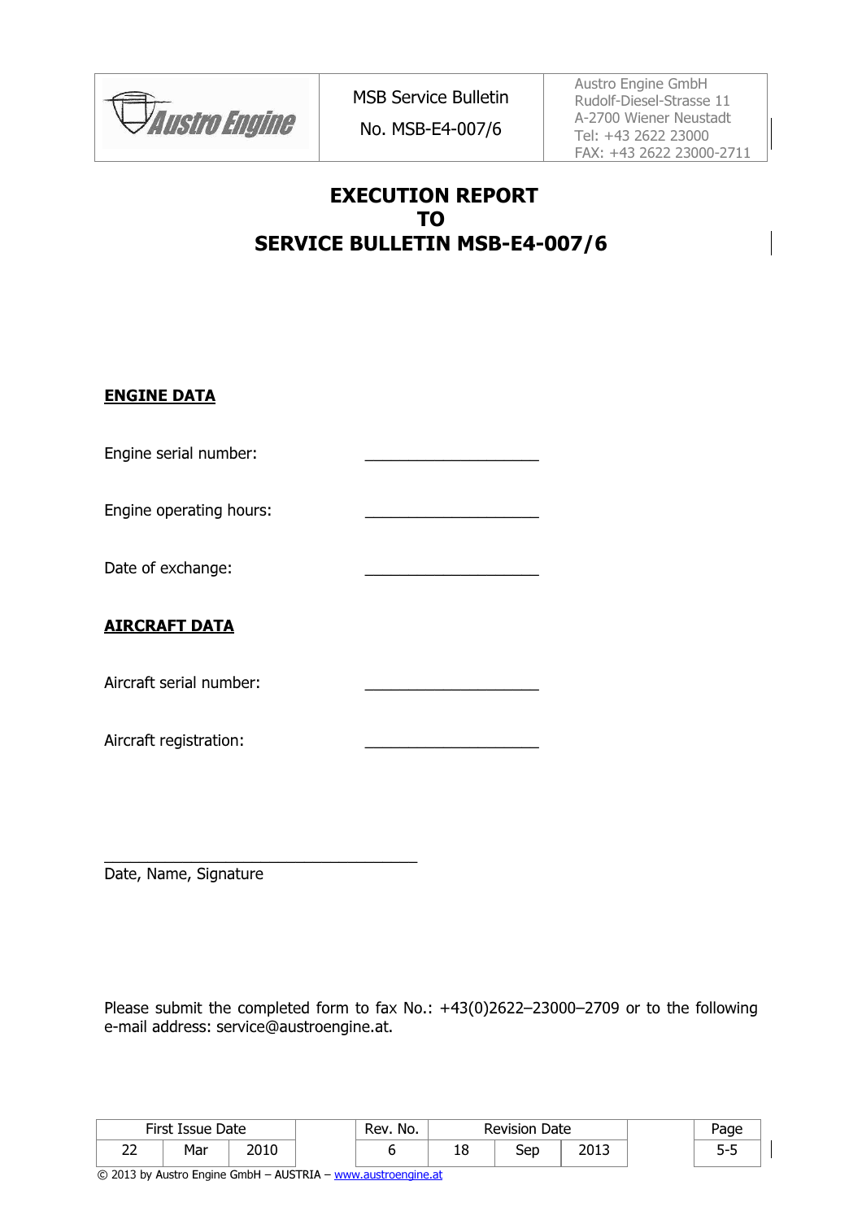# EXECUTION REPORT
# TO
# SERVICE BULLETIN MSB-E4-007/6

**ENGINE DATA**

Engine serial number: ____________________

Engine operating hours: ____________________

Date of exchange: ____________________

**AIRCRAFT DATA**

Aircraft serial number: ____________________

Aircraft registration: ____________________

____________________________________

Date, Name, Signature

Please submit the completed form to fax No.: +43(0)2622–23000–2709 or to the following e-mail address: service@austroengine.at.